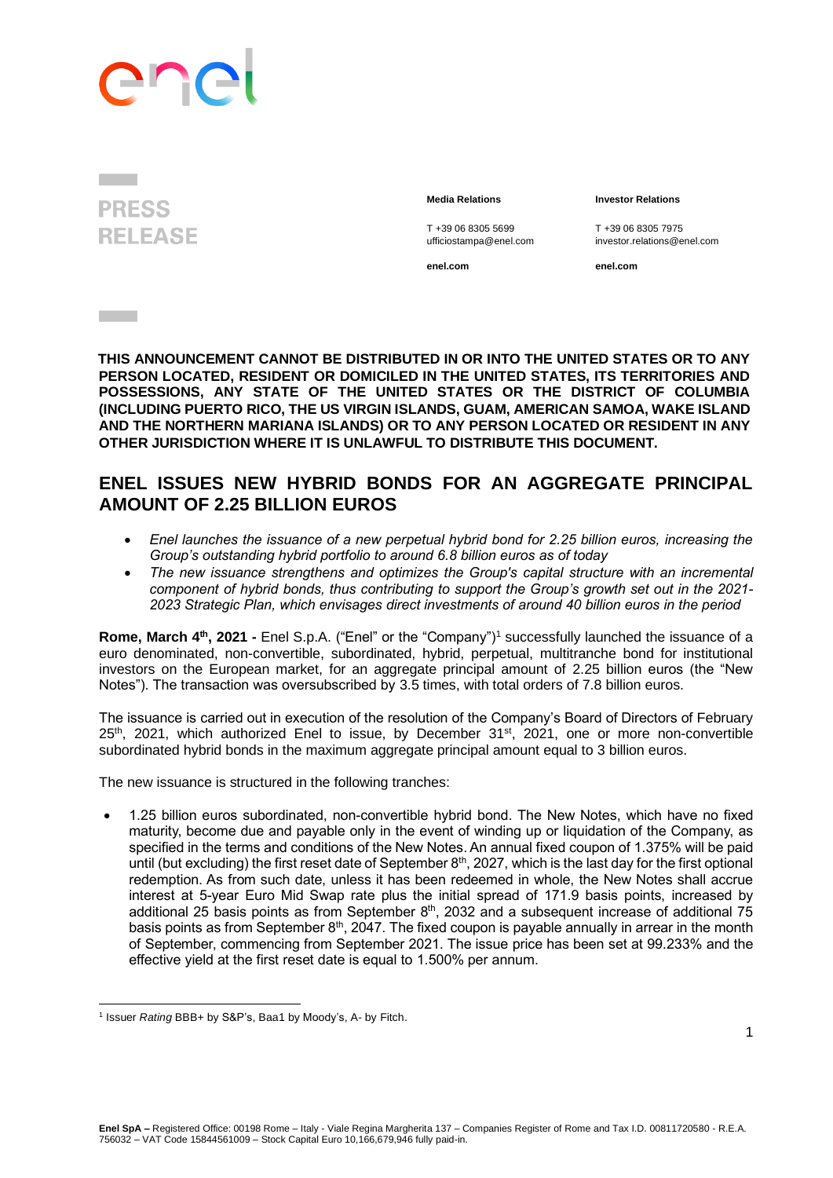**PRESS RELEASE**

**Media Relations**

T +39 06 8305 5699
ufficiostampa@enel.com

**enel.com**

**Investor Relations**

T +39 06 8305 7975
investor.relations@enel.com

**enel.com**

**THIS ANNOUNCEMENT CANNOT BE DISTRIBUTED IN OR INTO THE UNITED STATES OR TO ANY PERSON LOCATED, RESIDENT OR DOMICILED IN THE UNITED STATES, ITS TERRITORIES AND POSSESSIONS, ANY STATE OF THE UNITED STATES OR THE DISTRICT OF COLUMBIA (INCLUDING PUERTO RICO, THE US VIRGIN ISLANDS, GUAM, AMERICAN SAMOA, WAKE ISLAND AND THE NORTHERN MARIANA ISLANDS) OR TO ANY PERSON LOCATED OR RESIDENT IN ANY OTHER JURISDICTION WHERE IT IS UNLAWFUL TO DISTRIBUTE THIS DOCUMENT.**

# ENEL ISSUES NEW HYBRID BONDS FOR AN AGGREGATE PRINCIPAL AMOUNT OF 2.25 BILLION EUROS

- *Enel launches the issuance of a new perpetual hybrid bond for 2.25 billion euros, increasing the Group's outstanding hybrid portfolio to around 6.8 billion euros as of today*
- *The new issuance strengthens and optimizes the Group's capital structure with an incremental component of hybrid bonds, thus contributing to support the Group's growth set out in the 2021-2023 Strategic Plan, which envisages direct investments of around 40 billion euros in the period*

**Rome, March 4th, 2021 -** Enel S.p.A. ("Enel" or the "Company")[1] successfully launched the issuance of a euro denominated, non-convertible, subordinated, hybrid, perpetual, multitranche bond for institutional investors on the European market, for an aggregate principal amount of 2.25 billion euros (the "New Notes"). The transaction was oversubscribed by 3.5 times, with total orders of 7.8 billion euros.

The issuance is carried out in execution of the resolution of the Company's Board of Directors of February 25th, 2021, which authorized Enel to issue, by December 31st, 2021, one or more non-convertible subordinated hybrid bonds in the maximum aggregate principal amount equal to 3 billion euros.

The new issuance is structured in the following tranches:

- 1.25 billion euros subordinated, non-convertible hybrid bond. The New Notes, which have no fixed maturity, become due and payable only in the event of winding up or liquidation of the Company, as specified in the terms and conditions of the New Notes. An annual fixed coupon of 1.375% will be paid until (but excluding) the first reset date of September 8th, 2027, which is the last day for the first optional redemption. As from such date, unless it has been redeemed in whole, the New Notes shall accrue interest at 5-year Euro Mid Swap rate plus the initial spread of 171.9 basis points, increased by additional 25 basis points as from September 8th, 2032 and a subsequent increase of additional 75 basis points as from September 8th, 2047. The fixed coupon is payable annually in arrear in the month of September, commencing from September 2021. The issue price has been set at 99.233% and the effective yield at the first reset date is equal to 1.500% per annum.

[1] Issuer *Rating* BBB+ by S&P's, Baa1 by Moody's, A- by Fitch.

**Enel SpA –** Registered Office: 00198 Rome – Italy - Viale Regina Margherita 137 – Companies Register of Rome and Tax I.D. 00811720580 - R.E.A. 756032 – VAT Code 15844561009 – Stock Capital Euro 10,166,679,946 fully paid-in.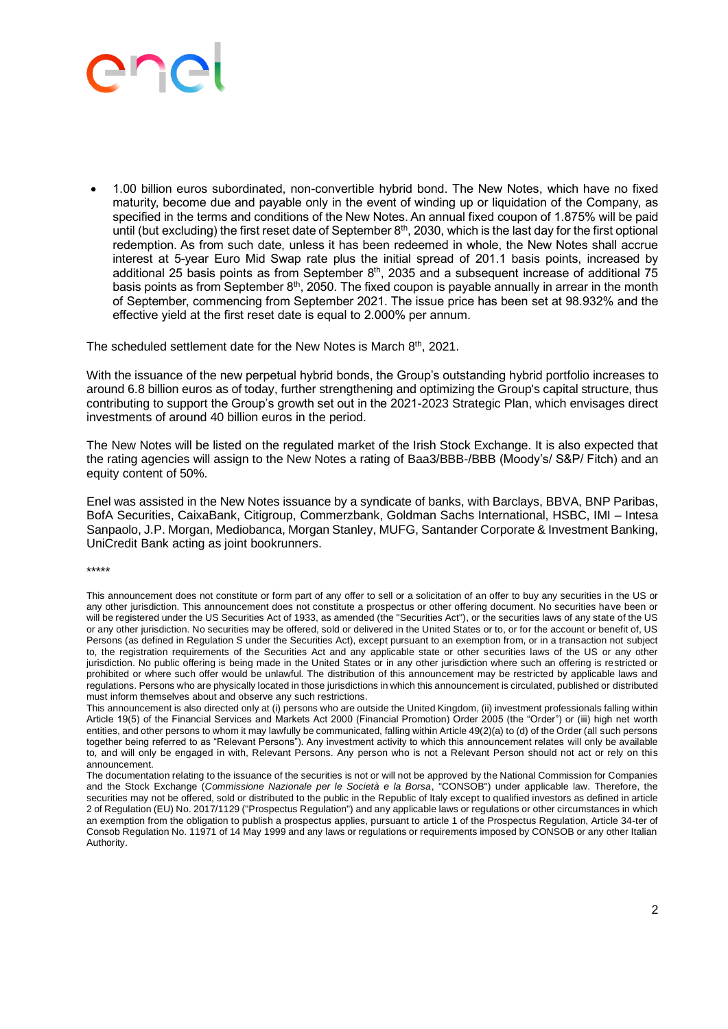- 1.00 billion euros subordinated, non-convertible hybrid bond. The New Notes, which have no fixed maturity, become due and payable only in the event of winding up or liquidation of the Company, as specified in the terms and conditions of the New Notes. An annual fixed coupon of 1.875% will be paid until (but excluding) the first reset date of September 8th, 2030, which is the last day for the first optional redemption. As from such date, unless it has been redeemed in whole, the New Notes shall accrue interest at 5-year Euro Mid Swap rate plus the initial spread of 201.1 basis points, increased by additional 25 basis points as from September 8th, 2035 and a subsequent increase of additional 75 basis points as from September 8th, 2050. The fixed coupon is payable annually in arrear in the month of September, commencing from September 2021. The issue price has been set at 98.932% and the effective yield at the first reset date is equal to 2.000% per annum.

The scheduled settlement date for the New Notes is March 8th, 2021.

With the issuance of the new perpetual hybrid bonds, the Group's outstanding hybrid portfolio increases to around 6.8 billion euros as of today, further strengthening and optimizing the Group's capital structure, thus contributing to support the Group's growth set out in the 2021-2023 Strategic Plan, which envisages direct investments of around 40 billion euros in the period.

The New Notes will be listed on the regulated market of the Irish Stock Exchange. It is also expected that the rating agencies will assign to the New Notes a rating of Baa3/BBB-/BBB (Moody's/ S&P/ Fitch) and an equity content of 50%.

Enel was assisted in the New Notes issuance by a syndicate of banks, with Barclays, BBVA, BNP Paribas, BofA Securities, CaixaBank, Citigroup, Commerzbank, Goldman Sachs International, HSBC, IMI – Intesa Sanpaolo, J.P. Morgan, Mediobanca, Morgan Stanley, MUFG, Santander Corporate & Investment Banking, UniCredit Bank acting as joint bookrunners.

*****

This announcement does not constitute or form part of any offer to sell or a solicitation of an offer to buy any securities in the US or any other jurisdiction. This announcement does not constitute a prospectus or other offering document. No securities have been or will be registered under the US Securities Act of 1933, as amended (the "Securities Act"), or the securities laws of any state of the US or any other jurisdiction. No securities may be offered, sold or delivered in the United States or to, or for the account or benefit of, US Persons (as defined in Regulation S under the Securities Act), except pursuant to an exemption from, or in a transaction not subject to, the registration requirements of the Securities Act and any applicable state or other securities laws of the US or any other jurisdiction. No public offering is being made in the United States or in any other jurisdiction where such an offering is restricted or prohibited or where such offer would be unlawful. The distribution of this announcement may be restricted by applicable laws and regulations. Persons who are physically located in those jurisdictions in which this announcement is circulated, published or distributed must inform themselves about and observe any such restrictions.

This announcement is also directed only at (i) persons who are outside the United Kingdom, (ii) investment professionals falling within Article 19(5) of the Financial Services and Markets Act 2000 (Financial Promotion) Order 2005 (the "Order") or (iii) high net worth entities, and other persons to whom it may lawfully be communicated, falling within Article 49(2)(a) to (d) of the Order (all such persons together being referred to as "Relevant Persons"). Any investment activity to which this announcement relates will only be available to, and will only be engaged in with, Relevant Persons. Any person who is not a Relevant Person should not act or rely on this announcement.

The documentation relating to the issuance of the securities is not or will not be approved by the National Commission for Companies and the Stock Exchange (*Commissione Nazionale per le Società e la Borsa*, "CONSOB") under applicable law. Therefore, the securities may not be offered, sold or distributed to the public in the Republic of Italy except to qualified investors as defined in article 2 of Regulation (EU) No. 2017/1129 ("Prospectus Regulation") and any applicable laws or regulations or other circumstances in which an exemption from the obligation to publish a prospectus applies, pursuant to article 1 of the Prospectus Regulation, Article 34-ter of Consob Regulation No. 11971 of 14 May 1999 and any laws or regulations or requirements imposed by CONSOB or any other Italian Authority.